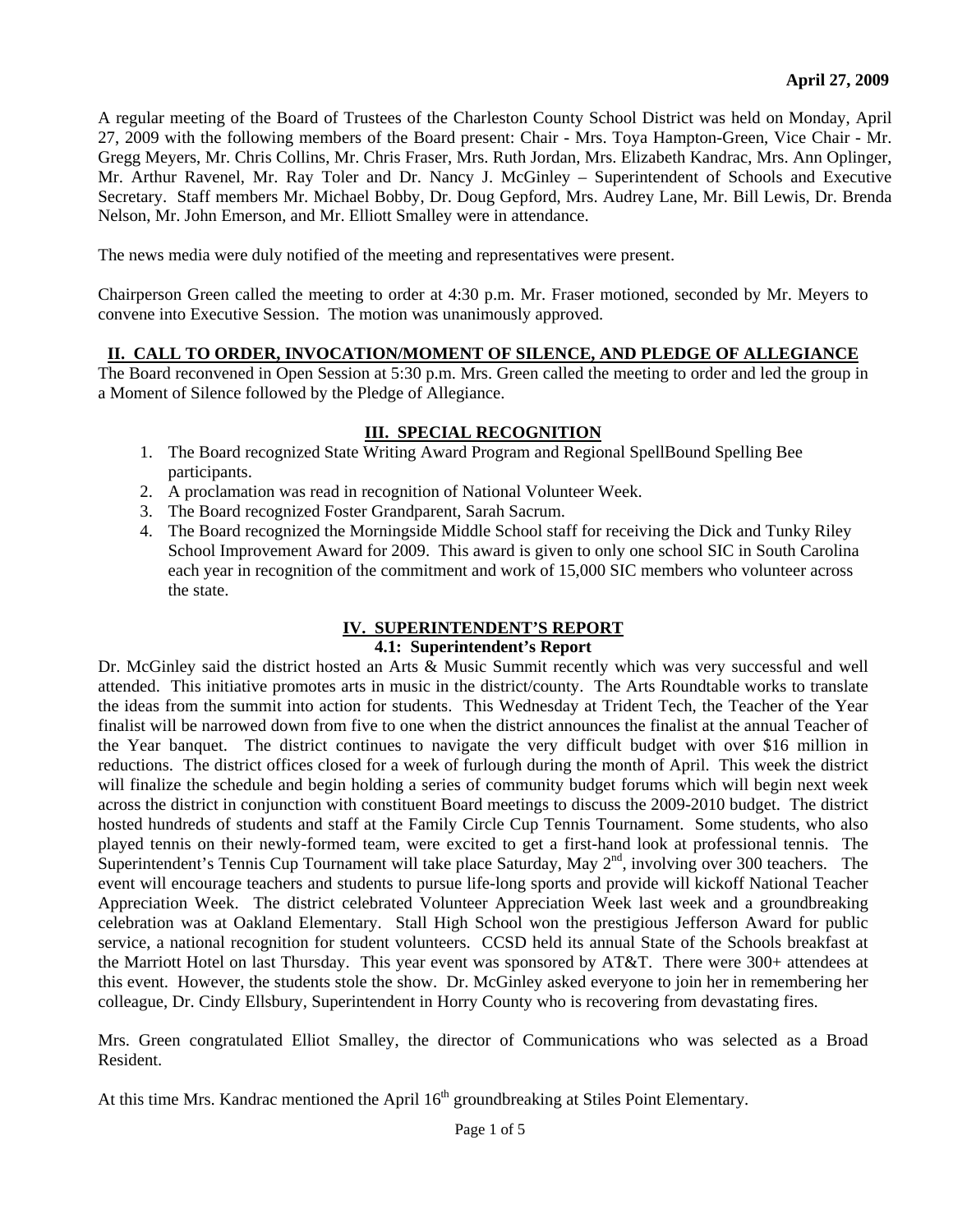April 27, 2009

A regular meeting of the Board of Trustees of the Charleston County School District was held on Monday, April 27, 2009 with the following members of the Board present: Chair - Mrs. Toya Hampton-Green, Vice Chair - Mr. Gregg Meyers, Mr. Chris Collins, Mr. Chris Fraser, Mrs. Ruth Jordan, Mrs. Elizabeth Kandrac, Mrs. Ann Oplinger, Mr. Arthur Ravenel, Mr. Ray Toler and Dr. Nancy J. McGinley – Superintendent of Schools and Executive Secretary. Staff members Mr. Michael Bobby, Dr. Doug Gepford, Mrs. Audrey Lane, Mr. Bill Lewis, Dr. Brenda Nelson, Mr. John Emerson, and Mr. Elliott Smalley were in attendance.

The news media were duly notified of the meeting and representatives were present.

Chairperson Green called the meeting to order at 4:30 p.m. Mr. Fraser motioned, seconded by Mr. Meyers to convene into Executive Session. The motion was unanimously approved.

## II. CALL TO ORDER, INVOCATION/MOMENT OF SILENCE, AND PLEDGE OF ALLEGIANCE

The Board reconvened in Open Session at 5:30 p.m. Mrs. Green called the meeting to order and led the group in a Moment of Silence followed by the Pledge of Allegiance.

## III. SPECIAL RECOGNITION

1. The Board recognized State Writing Award Program and Regional SpellBound Spelling Bee participants.
2. A proclamation was read in recognition of National Volunteer Week.
3. The Board recognized Foster Grandparent, Sarah Sacrum.
4. The Board recognized the Morningside Middle School staff for receiving the Dick and Tunky Riley School Improvement Award for 2009. This award is given to only one school SIC in South Carolina each year in recognition of the commitment and work of 15,000 SIC members who volunteer across the state.

## IV. SUPERINTENDENT'S REPORT

### 4.1: Superintendent's Report

Dr. McGinley said the district hosted an Arts & Music Summit recently which was very successful and well attended. This initiative promotes arts in music in the district/county. The Arts Roundtable works to translate the ideas from the summit into action for students. This Wednesday at Trident Tech, the Teacher of the Year finalist will be narrowed down from five to one when the district announces the finalist at the annual Teacher of the Year banquet. The district continues to navigate the very difficult budget with over $16 million in reductions. The district offices closed for a week of furlough during the month of April. This week the district will finalize the schedule and begin holding a series of community budget forums which will begin next week across the district in conjunction with constituent Board meetings to discuss the 2009-2010 budget. The district hosted hundreds of students and staff at the Family Circle Cup Tennis Tournament. Some students, who also played tennis on their newly-formed team, were excited to get a first-hand look at professional tennis. The Superintendent's Tennis Cup Tournament will take place Saturday, May 2nd, involving over 300 teachers. The event will encourage teachers and students to pursue life-long sports and provide will kickoff National Teacher Appreciation Week. The district celebrated Volunteer Appreciation Week last week and a groundbreaking celebration was at Oakland Elementary. Stall High School won the prestigious Jefferson Award for public service, a national recognition for student volunteers. CCSD held its annual State of the Schools breakfast at the Marriott Hotel on last Thursday. This year event was sponsored by AT&T. There were 300+ attendees at this event. However, the students stole the show. Dr. McGinley asked everyone to join her in remembering her colleague, Dr. Cindy Ellsbury, Superintendent in Horry County who is recovering from devastating fires.

Mrs. Green congratulated Elliot Smalley, the director of Communications who was selected as a Broad Resident.

At this time Mrs. Kandrac mentioned the April 16th groundbreaking at Stiles Point Elementary.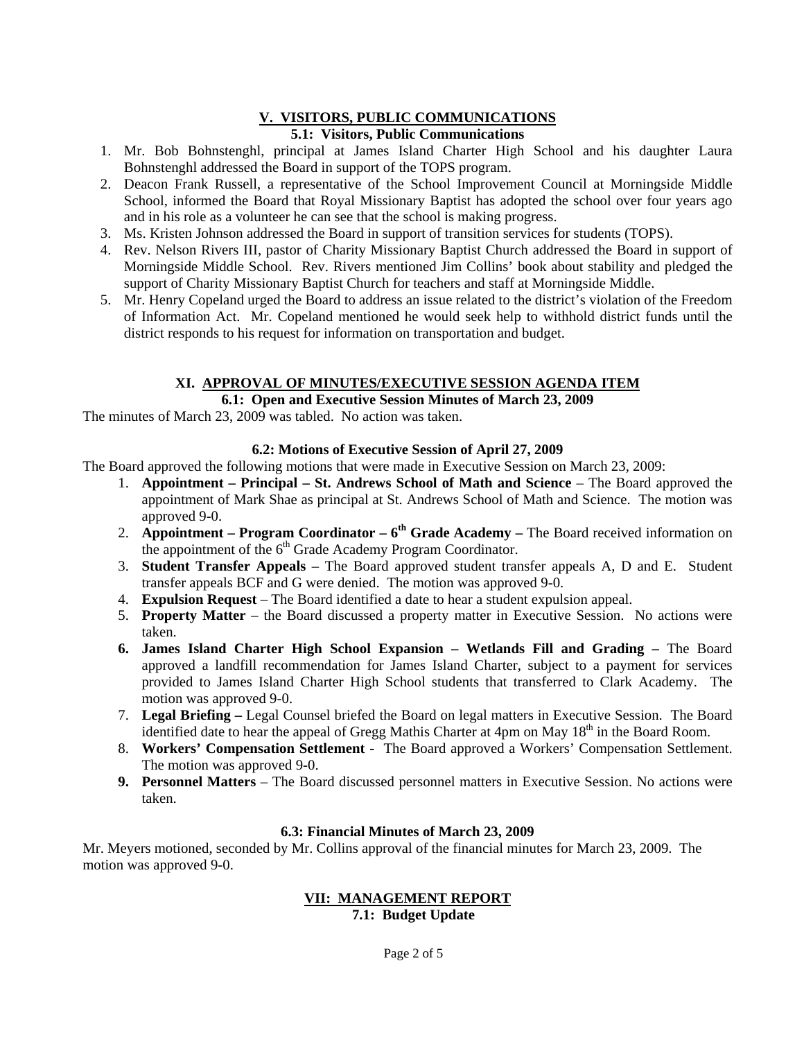## V. VISITORS, PUBLIC COMMUNICATIONS

### 5.1: Visitors, Public Communications

1. Mr. Bob Bohnstenghl, principal at James Island Charter High School and his daughter Laura Bohnstenghl addressed the Board in support of the TOPS program.
2. Deacon Frank Russell, a representative of the School Improvement Council at Morningside Middle School, informed the Board that Royal Missionary Baptist has adopted the school over four years ago and in his role as a volunteer he can see that the school is making progress.
3. Ms. Kristen Johnson addressed the Board in support of transition services for students (TOPS).
4. Rev. Nelson Rivers III, pastor of Charity Missionary Baptist Church addressed the Board in support of Morningside Middle School. Rev. Rivers mentioned Jim Collins' book about stability and pledged the support of Charity Missionary Baptist Church for teachers and staff at Morningside Middle.
5. Mr. Henry Copeland urged the Board to address an issue related to the district's violation of the Freedom of Information Act. Mr. Copeland mentioned he would seek help to withhold district funds until the district responds to his request for information on transportation and budget.

## XI. APPROVAL OF MINUTES/EXECUTIVE SESSION AGENDA ITEM

### 6.1: Open and Executive Session Minutes of March 23, 2009

The minutes of March 23, 2009 was tabled. No action was taken.

### 6.2: Motions of Executive Session of April 27, 2009

The Board approved the following motions that were made in Executive Session on March 23, 2009:

1. **Appointment – Principal – St. Andrews School of Math and Science** – The Board approved the appointment of Mark Shae as principal at St. Andrews School of Math and Science. The motion was approved 9-0.
2. **Appointment – Program Coordinator – 6th Grade Academy –** The Board received information on the appointment of the 6th Grade Academy Program Coordinator.
3. **Student Transfer Appeals** – The Board approved student transfer appeals A, D and E. Student transfer appeals BCF and G were denied. The motion was approved 9-0.
4. **Expulsion Request** – The Board identified a date to hear a student expulsion appeal.
5. **Property Matter** – the Board discussed a property matter in Executive Session. No actions were taken.
6. **James Island Charter High School Expansion – Wetlands Fill and Grading –** The Board approved a landfill recommendation for James Island Charter, subject to a payment for services provided to James Island Charter High School students that transferred to Clark Academy. The motion was approved 9-0.
7. **Legal Briefing –** Legal Counsel briefed the Board on legal matters in Executive Session. The Board identified date to hear the appeal of Gregg Mathis Charter at 4pm on May 18th in the Board Room.
8. **Workers' Compensation Settlement -** The Board approved a Workers' Compensation Settlement. The motion was approved 9-0.
9. **Personnel Matters** – The Board discussed personnel matters in Executive Session. No actions were taken.

### 6.3: Financial Minutes of March 23, 2009

Mr. Meyers motioned, seconded by Mr. Collins approval of the financial minutes for March 23, 2009. The motion was approved 9-0.

## VII: MANAGEMENT REPORT

### 7.1: Budget Update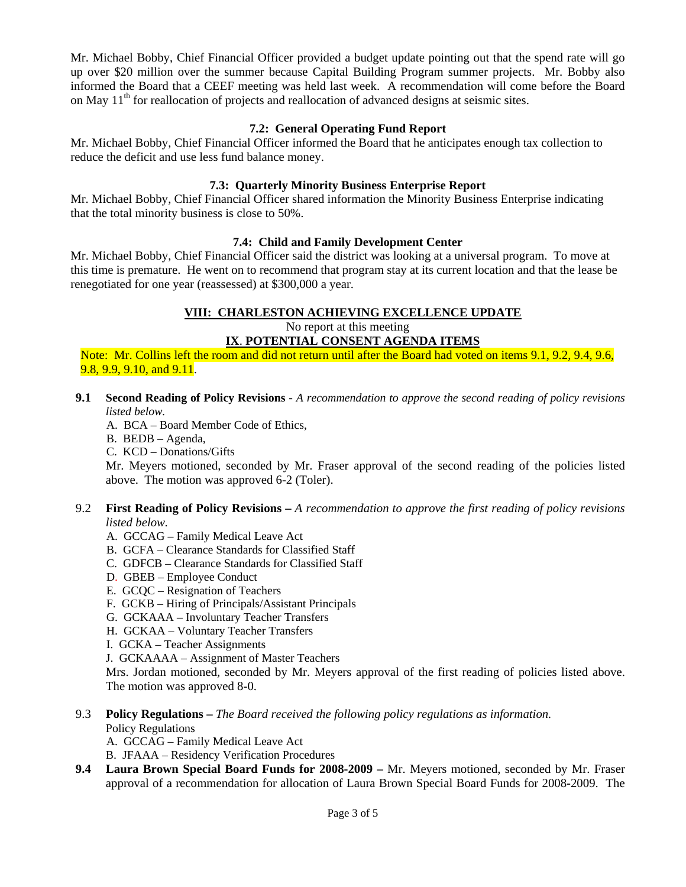Mr. Michael Bobby, Chief Financial Officer provided a budget update pointing out that the spend rate will go up over $20 million over the summer because Capital Building Program summer projects. Mr. Bobby also informed the Board that a CEEF meeting was held last week. A recommendation will come before the Board on May 11th for reallocation of projects and reallocation of advanced designs at seismic sites.

**7.2: General Operating Fund Report**

Mr. Michael Bobby, Chief Financial Officer informed the Board that he anticipates enough tax collection to reduce the deficit and use less fund balance money.

**7.3: Quarterly Minority Business Enterprise Report**

Mr. Michael Bobby, Chief Financial Officer shared information the Minority Business Enterprise indicating that the total minority business is close to 50%.

**7.4: Child and Family Development Center**

Mr. Michael Bobby, Chief Financial Officer said the district was looking at a universal program. To move at this time is premature. He went on to recommend that program stay at its current location and that the lease be renegotiated for one year (reassessed) at $300,000 a year.

## VIII: CHARLESTON ACHIEVING EXCELLENCE UPDATE

No report at this meeting

## IX. POTENTIAL CONSENT AGENDA ITEMS

Note: Mr. Collins left the room and did not return until after the Board had voted on items 9.1, 9.2, 9.4, 9.6, 9.8, 9.9, 9.10, and 9.11.

**9.1 Second Reading of Policy Revisions -** *A recommendation to approve the second reading of policy revisions listed below.*

A. BCA – Board Member Code of Ethics,
B. BEDB – Agenda,
C. KCD – Donations/Gifts

Mr. Meyers motioned, seconded by Mr. Fraser approval of the second reading of the policies listed above. The motion was approved 6-2 (Toler).

9.2 **First Reading of Policy Revisions –** *A recommendation to approve the first reading of policy revisions listed below.*

A. GCCAG – Family Medical Leave Act
B. GCFA – Clearance Standards for Classified Staff
C. GDFCB – Clearance Standards for Classified Staff
D. GBEB – Employee Conduct
E. GCQC – Resignation of Teachers
F. GCKB – Hiring of Principals/Assistant Principals
G. GCKAAA – Involuntary Teacher Transfers
H. GCKAA – Voluntary Teacher Transfers
I. GCKA – Teacher Assignments
J. GCKAAAA – Assignment of Master Teachers

Mrs. Jordan motioned, seconded by Mr. Meyers approval of the first reading of policies listed above. The motion was approved 8-0.

9.3 **Policy Regulations –** *The Board received the following policy regulations as information.*

Policy Regulations

A. GCCAG – Family Medical Leave Act
B. JFAAA – Residency Verification Procedures

**9.4 Laura Brown Special Board Funds for 2008-2009 –** Mr. Meyers motioned, seconded by Mr. Fraser approval of a recommendation for allocation of Laura Brown Special Board Funds for 2008-2009. The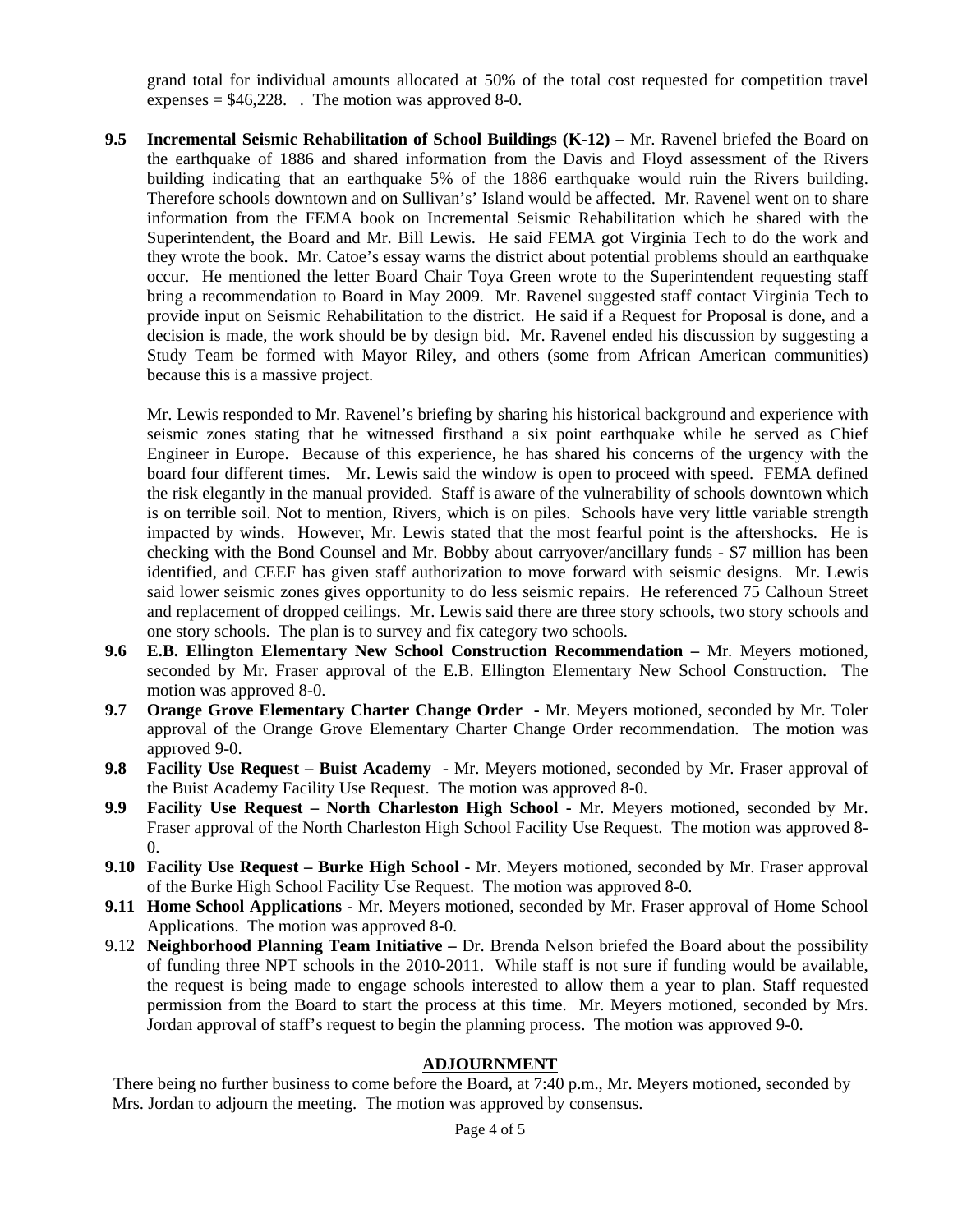grand total for individual amounts allocated at 50% of the total cost requested for competition travel expenses = $46,228. . The motion was approved 8-0.

**9.5 Incremental Seismic Rehabilitation of School Buildings (K-12) –** Mr. Ravenel briefed the Board on the earthquake of 1886 and shared information from the Davis and Floyd assessment of the Rivers building indicating that an earthquake 5% of the 1886 earthquake would ruin the Rivers building. Therefore schools downtown and on Sullivan's' Island would be affected. Mr. Ravenel went on to share information from the FEMA book on Incremental Seismic Rehabilitation which he shared with the Superintendent, the Board and Mr. Bill Lewis. He said FEMA got Virginia Tech to do the work and they wrote the book. Mr. Catoe's essay warns the district about potential problems should an earthquake occur. He mentioned the letter Board Chair Toya Green wrote to the Superintendent requesting staff bring a recommendation to Board in May 2009. Mr. Ravenel suggested staff contact Virginia Tech to provide input on Seismic Rehabilitation to the district. He said if a Request for Proposal is done, and a decision is made, the work should be by design bid. Mr. Ravenel ended his discussion by suggesting a Study Team be formed with Mayor Riley, and others (some from African American communities) because this is a massive project.

Mr. Lewis responded to Mr. Ravenel's briefing by sharing his historical background and experience with seismic zones stating that he witnessed firsthand a six point earthquake while he served as Chief Engineer in Europe. Because of this experience, he has shared his concerns of the urgency with the board four different times. Mr. Lewis said the window is open to proceed with speed. FEMA defined the risk elegantly in the manual provided. Staff is aware of the vulnerability of schools downtown which is on terrible soil. Not to mention, Rivers, which is on piles. Schools have very little variable strength impacted by winds. However, Mr. Lewis stated that the most fearful point is the aftershocks. He is checking with the Bond Counsel and Mr. Bobby about carryover/ancillary funds - $7 million has been identified, and CEEF has given staff authorization to move forward with seismic designs. Mr. Lewis said lower seismic zones gives opportunity to do less seismic repairs. He referenced 75 Calhoun Street and replacement of dropped ceilings. Mr. Lewis said there are three story schools, two story schools and one story schools. The plan is to survey and fix category two schools.

**9.6 E.B. Ellington Elementary New School Construction Recommendation –** Mr. Meyers motioned, seconded by Mr. Fraser approval of the E.B. Ellington Elementary New School Construction. The motion was approved 8-0.

**9.7 Orange Grove Elementary Charter Change Order -** Mr. Meyers motioned, seconded by Mr. Toler approval of the Orange Grove Elementary Charter Change Order recommendation. The motion was approved 9-0.

**9.8 Facility Use Request – Buist Academy -** Mr. Meyers motioned, seconded by Mr. Fraser approval of the Buist Academy Facility Use Request. The motion was approved 8-0.

**9.9 Facility Use Request – North Charleston High School -** Mr. Meyers motioned, seconded by Mr. Fraser approval of the North Charleston High School Facility Use Request. The motion was approved 8-0.

**9.10 Facility Use Request – Burke High School -** Mr. Meyers motioned, seconded by Mr. Fraser approval of the Burke High School Facility Use Request. The motion was approved 8-0.

**9.11 Home School Applications -** Mr. Meyers motioned, seconded by Mr. Fraser approval of Home School Applications. The motion was approved 8-0.

9.12 **Neighborhood Planning Team Initiative –** Dr. Brenda Nelson briefed the Board about the possibility of funding three NPT schools in the 2010-2011. While staff is not sure if funding would be available, the request is being made to engage schools interested to allow them a year to plan. Staff requested permission from the Board to start the process at this time. Mr. Meyers motioned, seconded by Mrs. Jordan approval of staff's request to begin the planning process. The motion was approved 9-0.

## ADJOURNMENT

There being no further business to come before the Board, at 7:40 p.m., Mr. Meyers motioned, seconded by Mrs. Jordan to adjourn the meeting. The motion was approved by consensus.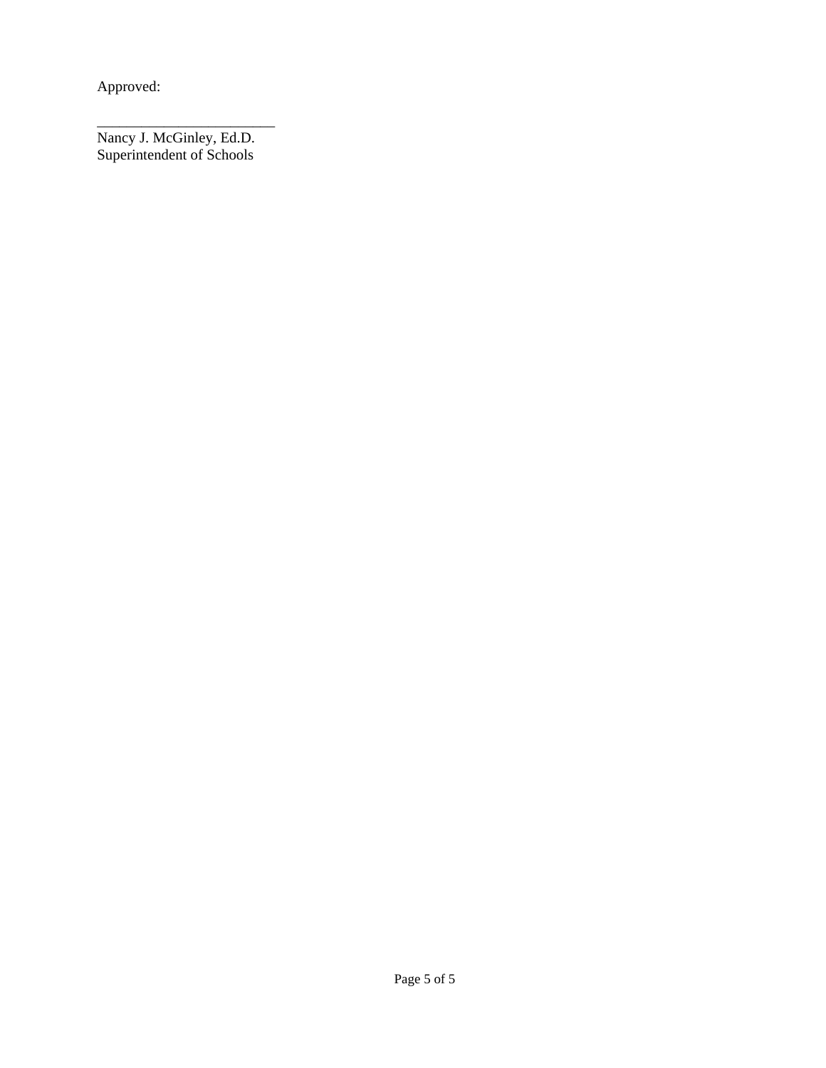Approved:

________________________
Nancy J. McGinley, Ed.D.
Superintendent of Schools